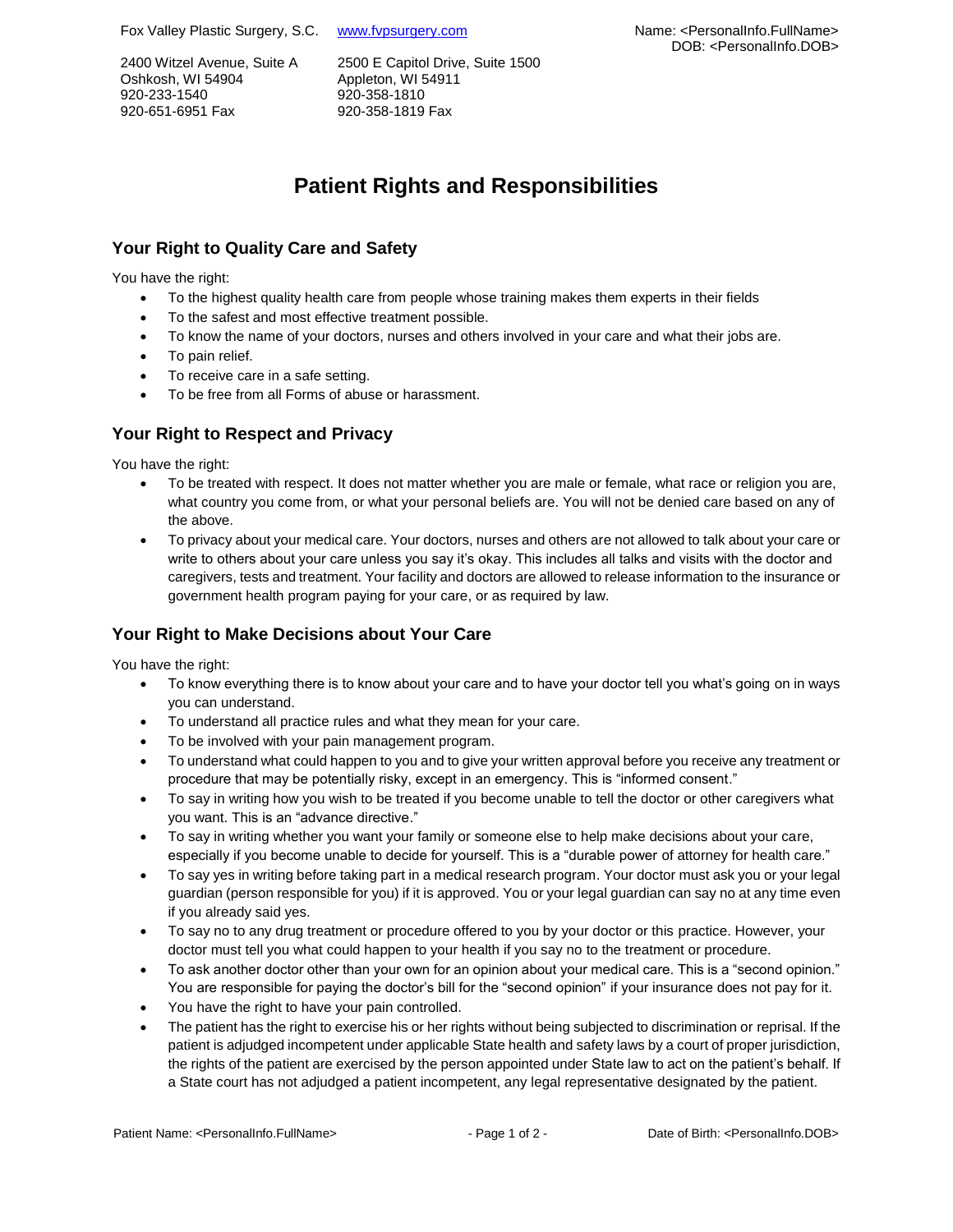Fox Valley Plastic Surgery, S.C. www.fvpsurgery.com

Name: <PersonalInfo.FullName>
DOB: <PersonalInfo.DOB>

2400 Witzel Avenue, Suite A
Oshkosh, WI 54904
920-233-1540
920-651-6951 Fax

2500 E Capitol Drive, Suite 1500
Appleton, WI 54911
920-358-1810
920-358-1819 Fax

# Patient Rights and Responsibilities

## Your Right to Quality Care and Safety

You have the right:

- To the highest quality health care from people whose training makes them experts in their fields
- To the safest and most effective treatment possible.
- To know the name of your doctors, nurses and others involved in your care and what their jobs are.
- To pain relief.
- To receive care in a safe setting.
- To be free from all Forms of abuse or harassment.

## Your Right to Respect and Privacy

You have the right:

- To be treated with respect. It does not matter whether you are male or female, what race or religion you are, what country you come from, or what your personal beliefs are. You will not be denied care based on any of the above.
- To privacy about your medical care. Your doctors, nurses and others are not allowed to talk about your care or write to others about your care unless you say it's okay. This includes all talks and visits with the doctor and caregivers, tests and treatment. Your facility and doctors are allowed to release information to the insurance or government health program paying for your care, or as required by law.

## Your Right to Make Decisions about Your Care

You have the right:

- To know everything there is to know about your care and to have your doctor tell you what's going on in ways you can understand.
- To understand all practice rules and what they mean for your care.
- To be involved with your pain management program.
- To understand what could happen to you and to give your written approval before you receive any treatment or procedure that may be potentially risky, except in an emergency. This is "informed consent."
- To say in writing how you wish to be treated if you become unable to tell the doctor or other caregivers what you want. This is an "advance directive."
- To say in writing whether you want your family or someone else to help make decisions about your care, especially if you become unable to decide for yourself. This is a "durable power of attorney for health care."
- To say yes in writing before taking part in a medical research program. Your doctor must ask you or your legal guardian (person responsible for you) if it is approved. You or your legal guardian can say no at any time even if you already said yes.
- To say no to any drug treatment or procedure offered to you by your doctor or this practice. However, your doctor must tell you what could happen to your health if you say no to the treatment or procedure.
- To ask another doctor other than your own for an opinion about your medical care. This is a "second opinion." You are responsible for paying the doctor's bill for the "second opinion" if your insurance does not pay for it.
- You have the right to have your pain controlled.
- The patient has the right to exercise his or her rights without being subjected to discrimination or reprisal. If the patient is adjudged incompetent under applicable State health and safety laws by a court of proper jurisdiction, the rights of the patient are exercised by the person appointed under State law to act on the patient's behalf. If a State court has not adjudged a patient incompetent, any legal representative designated by the patient.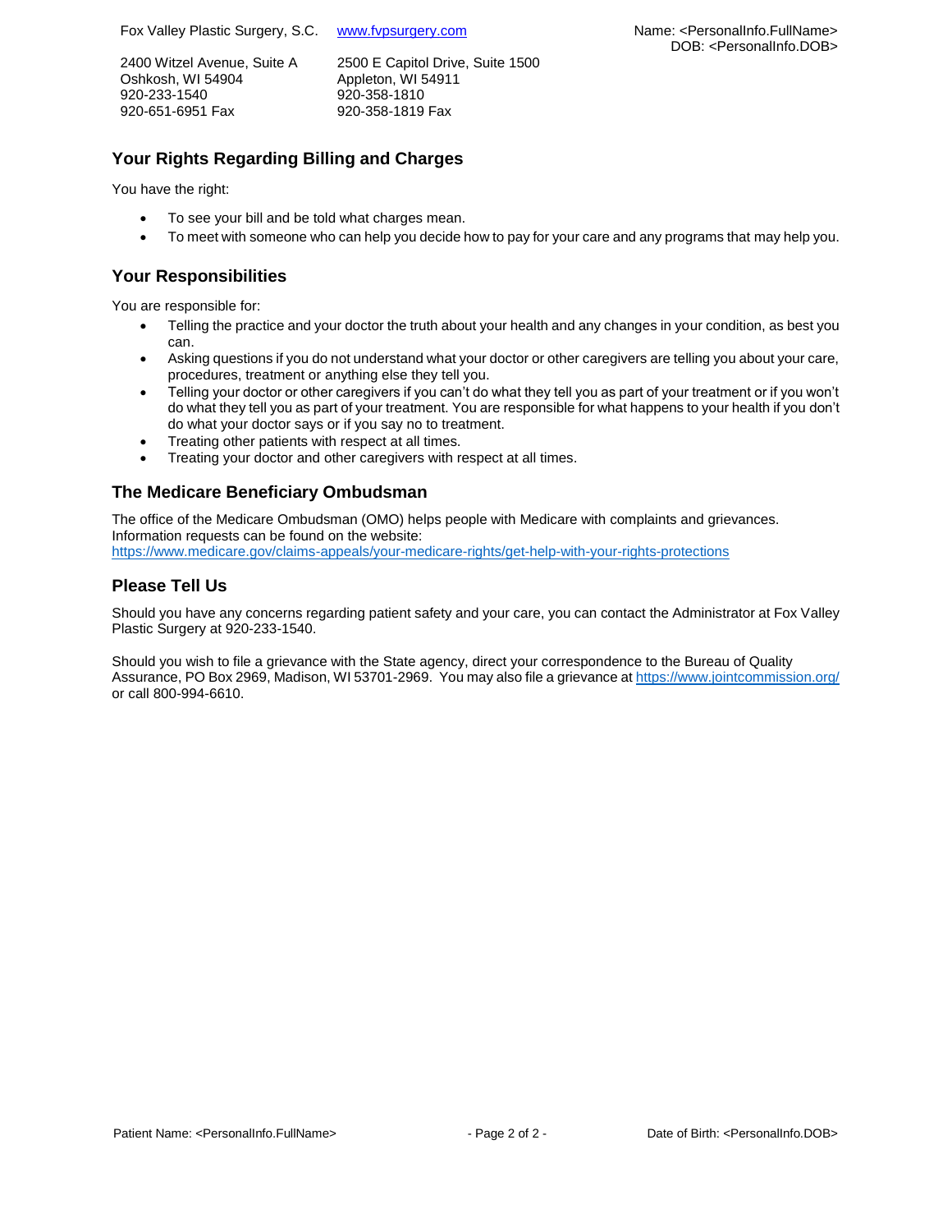Fox Valley Plastic Surgery, S.C. www.fvpsurgery.com

Name: <PersonalInfo.FullName>
DOB: <PersonalInfo.DOB>

2400 Witzel Avenue, Suite A
Oshkosh, WI 54904
920-233-1540
920-651-6951 Fax

2500 E Capitol Drive, Suite 1500
Appleton, WI 54911
920-358-1810
920-358-1819 Fax

## Your Rights Regarding Billing and Charges

You have the right:

- To see your bill and be told what charges mean.
- To meet with someone who can help you decide how to pay for your care and any programs that may help you.

## Your Responsibilities

You are responsible for:

- Telling the practice and your doctor the truth about your health and any changes in your condition, as best you can.
- Asking questions if you do not understand what your doctor or other caregivers are telling you about your care, procedures, treatment or anything else they tell you.
- Telling your doctor or other caregivers if you can't do what they tell you as part of your treatment or if you won't do what they tell you as part of your treatment. You are responsible for what happens to your health if you don't do what your doctor says or if you say no to treatment.
- Treating other patients with respect at all times.
- Treating your doctor and other caregivers with respect at all times.

## The Medicare Beneficiary Ombudsman

The office of the Medicare Ombudsman (OMO) helps people with Medicare with complaints and grievances. Information requests can be found on the website:
https://www.medicare.gov/claims-appeals/your-medicare-rights/get-help-with-your-rights-protections

## Please Tell Us

Should you have any concerns regarding patient safety and your care, you can contact the Administrator at Fox Valley Plastic Surgery at 920-233-1540.

Should you wish to file a grievance with the State agency, direct your correspondence to the Bureau of Quality Assurance, PO Box 2969, Madison, WI 53701-2969. You may also file a grievance at https://www.jointcommission.org/ or call 800-994-6610.